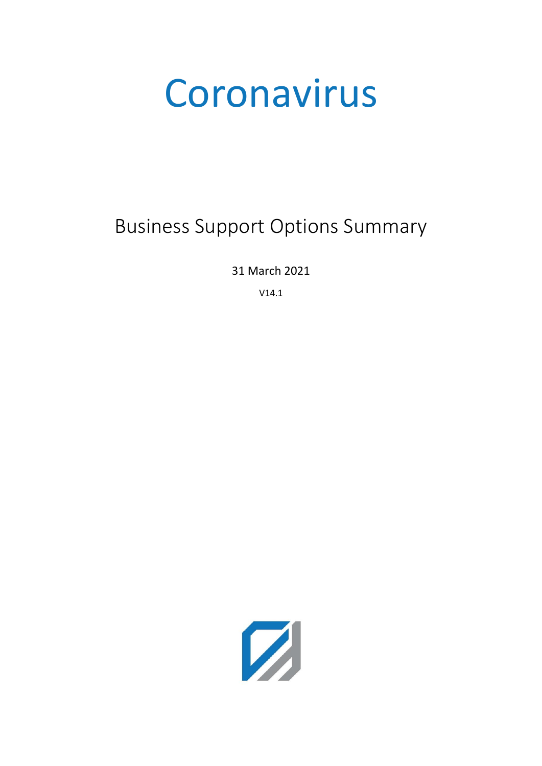# Coronavirus

## Business Support Options Summary

31 March 2021

V14.1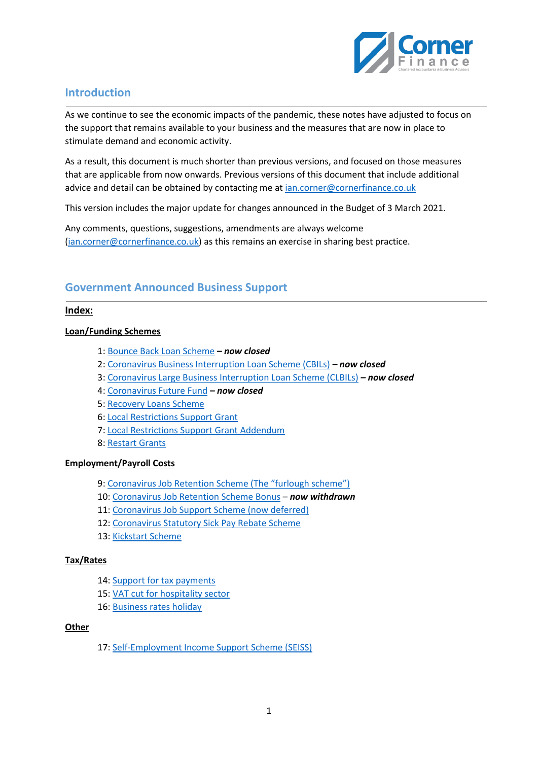## Introduction

As we continue to see the economic impacts of the pandemic, these notes have adjusted to focus on the support that remains available to your business and the measures that are now in place to stimulate demand and economic activity.

As a result, this document is much shorter than previous versions, and focused on those measures that are applicable from now onwards. Previous versions of this document that include additional advice and detail can be obtained by contacting me at ian.corner@cornerfinance.co.uk

This version includes the major update for changes announced in the Budget of 3 March 2021.

Any comments, questions, suggestions, amendments are always welcome (ian.corner@cornerfinance.co.uk) as this remains an exercise in sharing best practice.

## Government Announced Business Support

### Index:

**Loan/Funding Schemes**

1: Bounce Back Loan Scheme ***– now closed***
2: Coronavirus Business Interruption Loan Scheme (CBILs) ***– now closed***
3: Coronavirus Large Business Interruption Loan Scheme (CLBILs) ***– now closed***
4: Coronavirus Future Fund ***– now closed***
5: Recovery Loans Scheme
6: Local Restrictions Support Grant
7: Local Restrictions Support Grant Addendum
8: Restart Grants

**Employment/Payroll Costs**

9: Coronavirus Job Retention Scheme (The "furlough scheme")
10: Coronavirus Job Retention Scheme Bonus – ***now withdrawn***
11: Coronavirus Job Support Scheme (now deferred)
12: Coronavirus Statutory Sick Pay Rebate Scheme
13: Kickstart Scheme

**Tax/Rates**

14: Support for tax payments
15: VAT cut for hospitality sector
16: Business rates holiday

**Other**

17: Self-Employment Income Support Scheme (SEISS)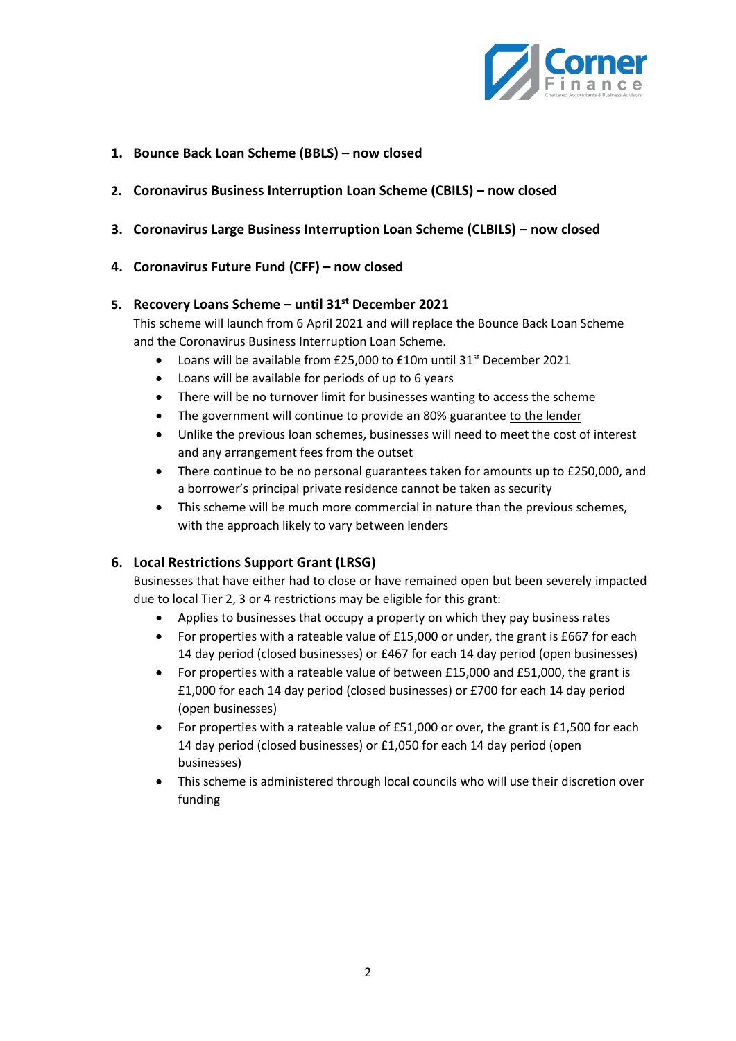1. **Bounce Back Loan Scheme (BBLS) – now closed**

2. **Coronavirus Business Interruption Loan Scheme (CBILS) – now closed**

3. **Coronavirus Large Business Interruption Loan Scheme (CLBILS) – now closed**

4. **Coronavirus Future Fund (CFF) – now closed**

5. **Recovery Loans Scheme – until 31st December 2021**

   This scheme will launch from 6 April 2021 and will replace the Bounce Back Loan Scheme and the Coronavirus Business Interruption Loan Scheme.

   - Loans will be available from £25,000 to £10m until 31st December 2021
   - Loans will be available for periods of up to 6 years
   - There will be no turnover limit for businesses wanting to access the scheme
   - The government will continue to provide an 80% guarantee <u>to the lender</u>
   - Unlike the previous loan schemes, businesses will need to meet the cost of interest and any arrangement fees from the outset
   - There continue to be no personal guarantees taken for amounts up to £250,000, and a borrower's principal private residence cannot be taken as security
   - This scheme will be much more commercial in nature than the previous schemes, with the approach likely to vary between lenders

6. **Local Restrictions Support Grant (LRSG)**

   Businesses that have either had to close or have remained open but been severely impacted due to local Tier 2, 3 or 4 restrictions may be eligible for this grant:

   - Applies to businesses that occupy a property on which they pay business rates
   - For properties with a rateable value of £15,000 or under, the grant is £667 for each 14 day period (closed businesses) or £467 for each 14 day period (open businesses)
   - For properties with a rateable value of between £15,000 and £51,000, the grant is £1,000 for each 14 day period (closed businesses) or £700 for each 14 day period (open businesses)
   - For properties with a rateable value of £51,000 or over, the grant is £1,500 for each 14 day period (closed businesses) or £1,050 for each 14 day period (open businesses)
   - This scheme is administered through local councils who will use their discretion over funding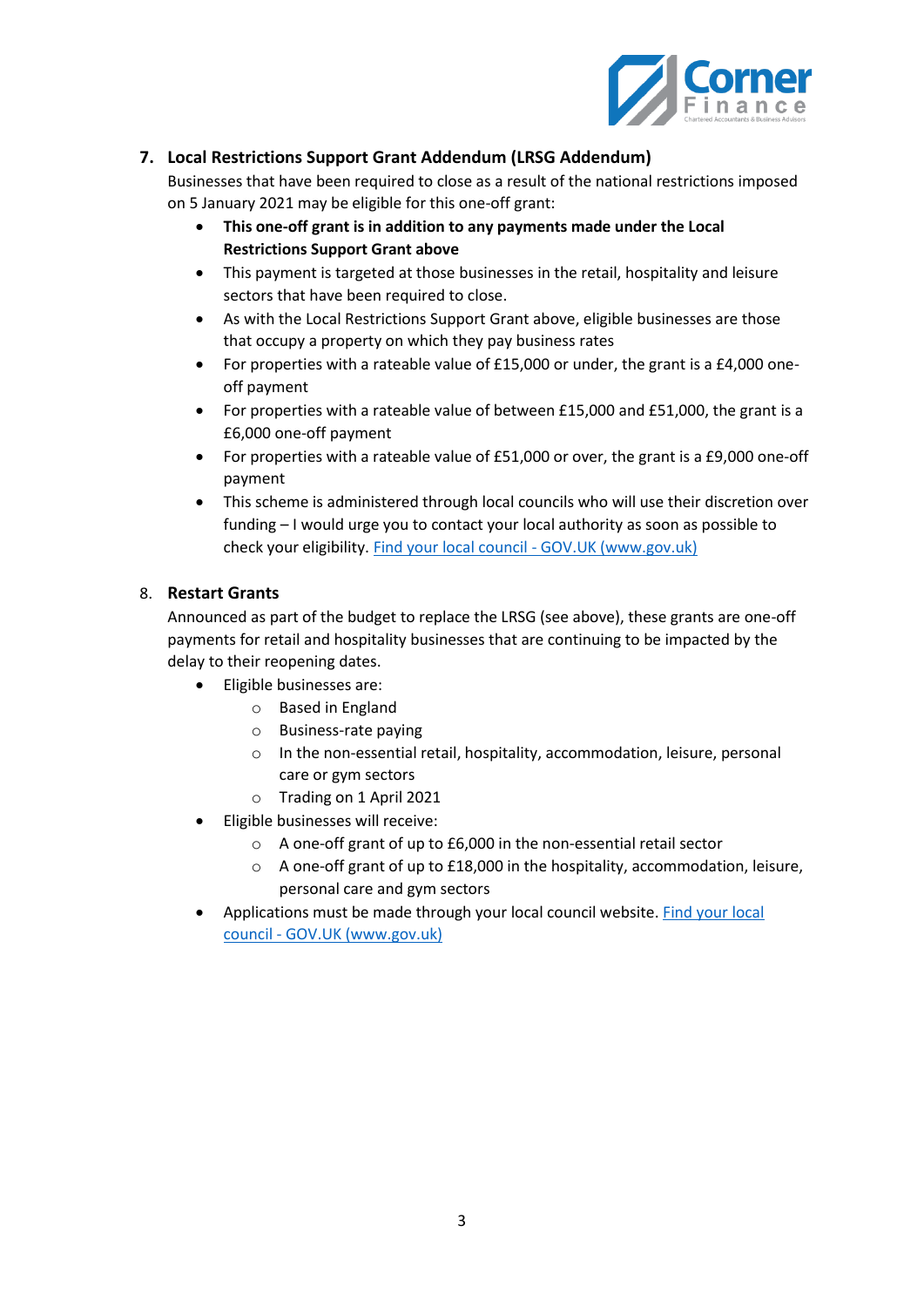## 7. Local Restrictions Support Grant Addendum (LRSG Addendum)

Businesses that have been required to close as a result of the national restrictions imposed on 5 January 2021 may be eligible for this one-off grant:

- **This one-off grant is in addition to any payments made under the Local Restrictions Support Grant above**
- This payment is targeted at those businesses in the retail, hospitality and leisure sectors that have been required to close.
- As with the Local Restrictions Support Grant above, eligible businesses are those that occupy a property on which they pay business rates
- For properties with a rateable value of £15,000 or under, the grant is a £4,000 one-off payment
- For properties with a rateable value of between £15,000 and £51,000, the grant is a £6,000 one-off payment
- For properties with a rateable value of £51,000 or over, the grant is a £9,000 one-off payment
- This scheme is administered through local councils who will use their discretion over funding – I would urge you to contact your local authority as soon as possible to check your eligibility. [Find your local council - GOV.UK (www.gov.uk)]

## 8. Restart Grants

Announced as part of the budget to replace the LRSG (see above), these grants are one-off payments for retail and hospitality businesses that are continuing to be impacted by the delay to their reopening dates.

- Eligible businesses are:
  - Based in England
  - Business-rate paying
  - In the non-essential retail, hospitality, accommodation, leisure, personal care or gym sectors
  - Trading on 1 April 2021
- Eligible businesses will receive:
  - A one-off grant of up to £6,000 in the non-essential retail sector
  - A one-off grant of up to £18,000 in the hospitality, accommodation, leisure, personal care and gym sectors
- Applications must be made through your local council website. [Find your local council - GOV.UK (www.gov.uk)]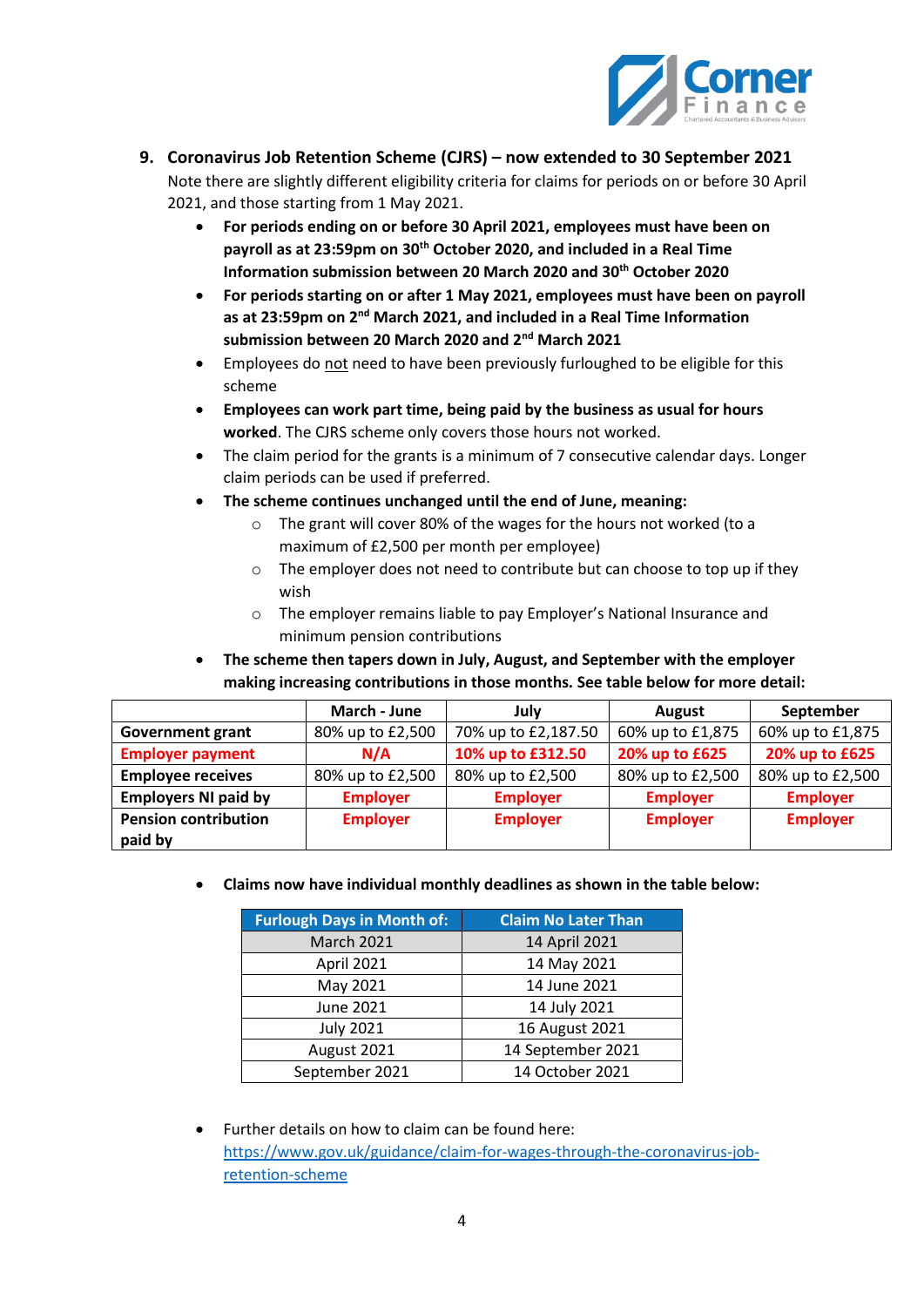## 9. Coronavirus Job Retention Scheme (CJRS) – now extended to 30 September 2021

Note there are slightly different eligibility criteria for claims for periods on or before 30 April 2021, and those starting from 1 May 2021.

- **For periods ending on or before 30 April 2021, employees must have been on payroll as at 23:59pm on 30th October 2020, and included in a Real Time Information submission between 20 March 2020 and 30th October 2020**
- **For periods starting on or after 1 May 2021, employees must have been on payroll as at 23:59pm on 2nd March 2021, and included in a Real Time Information submission between 20 March 2020 and 2nd March 2021**
- Employees do not need to have been previously furloughed to be eligible for this scheme
- **Employees can work part time, being paid by the business as usual for hours worked**. The CJRS scheme only covers those hours not worked.
- The claim period for the grants is a minimum of 7 consecutive calendar days. Longer claim periods can be used if preferred.
- **The scheme continues unchanged until the end of June, meaning:**
  - The grant will cover 80% of the wages for the hours not worked (to a maximum of £2,500 per month per employee)
  - The employer does not need to contribute but can choose to top up if they wish
  - The employer remains liable to pay Employer's National Insurance and minimum pension contributions
- **The scheme then tapers down in July, August, and September with the employer making increasing contributions in those months. See table below for more detail:**

| | March - June | July | August | September |
|---|---|---|---|---|
| **Government grant** | 80% up to £2,500 | 70% up to £2,187.50 | 60% up to £1,875 | 60% up to £1,875 |
| **Employer payment** | **N/A** | **10% up to £312.50** | **20% up to £625** | **20% up to £625** |
| **Employee receives** | 80% up to £2,500 | 80% up to £2,500 | 80% up to £2,500 | 80% up to £2,500 |
| **Employers NI paid by** | **Employer** | **Employer** | **Employer** | **Employer** |
| **Pension contribution paid by** | **Employer** | **Employer** | **Employer** | **Employer** |

- **Claims now have individual monthly deadlines as shown in the table below:**

| Furlough Days in Month of: | Claim No Later Than |
|---|---|
| March 2021 | 14 April 2021 |
| April 2021 | 14 May 2021 |
| May 2021 | 14 June 2021 |
| June 2021 | 14 July 2021 |
| July 2021 | 16 August 2021 |
| August 2021 | 14 September 2021 |
| September 2021 | 14 October 2021 |

- Further details on how to claim can be found here: https://www.gov.uk/guidance/claim-for-wages-through-the-coronavirus-job-retention-scheme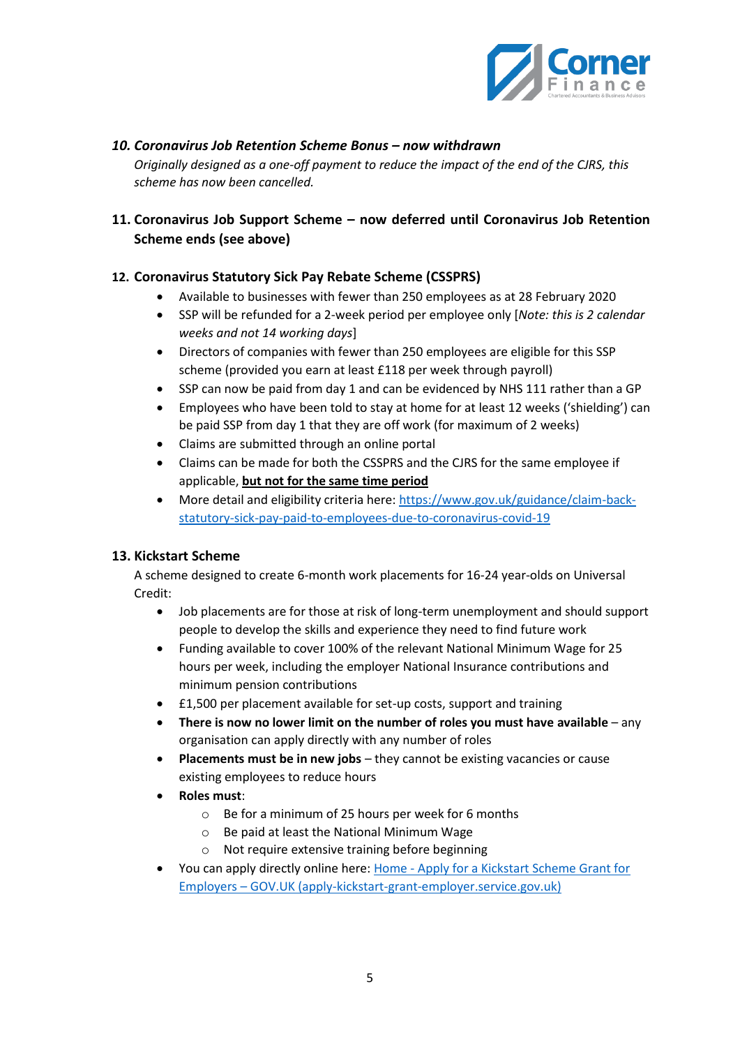### *10. Coronavirus Job Retention Scheme Bonus – now withdrawn*

*Originally designed as a one-off payment to reduce the impact of the end of the CJRS, this scheme has now been cancelled.*

### 11. Coronavirus Job Support Scheme – now deferred until Coronavirus Job Retention Scheme ends (see above)

### 12. Coronavirus Statutory Sick Pay Rebate Scheme (CSSPRS)

- Available to businesses with fewer than 250 employees as at 28 February 2020
- SSP will be refunded for a 2-week period per employee only [*Note: this is 2 calendar weeks and not 14 working days*]
- Directors of companies with fewer than 250 employees are eligible for this SSP scheme (provided you earn at least £118 per week through payroll)
- SSP can now be paid from day 1 and can be evidenced by NHS 111 rather than a GP
- Employees who have been told to stay at home for at least 12 weeks ('shielding') can be paid SSP from day 1 that they are off work (for maximum of 2 weeks)
- Claims are submitted through an online portal
- Claims can be made for both the CSSPRS and the CJRS for the same employee if applicable, **but not for the same time period**
- More detail and eligibility criteria here: [https://www.gov.uk/guidance/claim-back-statutory-sick-pay-paid-to-employees-due-to-coronavirus-covid-19](https://www.gov.uk/guidance/claim-back-statutory-sick-pay-paid-to-employees-due-to-coronavirus-covid-19)

### 13. Kickstart Scheme

A scheme designed to create 6-month work placements for 16-24 year-olds on Universal Credit:

- Job placements are for those at risk of long-term unemployment and should support people to develop the skills and experience they need to find future work
- Funding available to cover 100% of the relevant National Minimum Wage for 25 hours per week, including the employer National Insurance contributions and minimum pension contributions
- £1,500 per placement available for set-up costs, support and training
- **There is now no lower limit on the number of roles you must have available** – any organisation can apply directly with any number of roles
- **Placements must be in new jobs** – they cannot be existing vacancies or cause existing employees to reduce hours
- **Roles must**:
  - Be for a minimum of 25 hours per week for 6 months
  - Be paid at least the National Minimum Wage
  - Not require extensive training before beginning
- You can apply directly online here: [Home - Apply for a Kickstart Scheme Grant for Employers – GOV.UK (apply-kickstart-grant-employer.service.gov.uk)](https://apply-kickstart-grant-employer.service.gov.uk)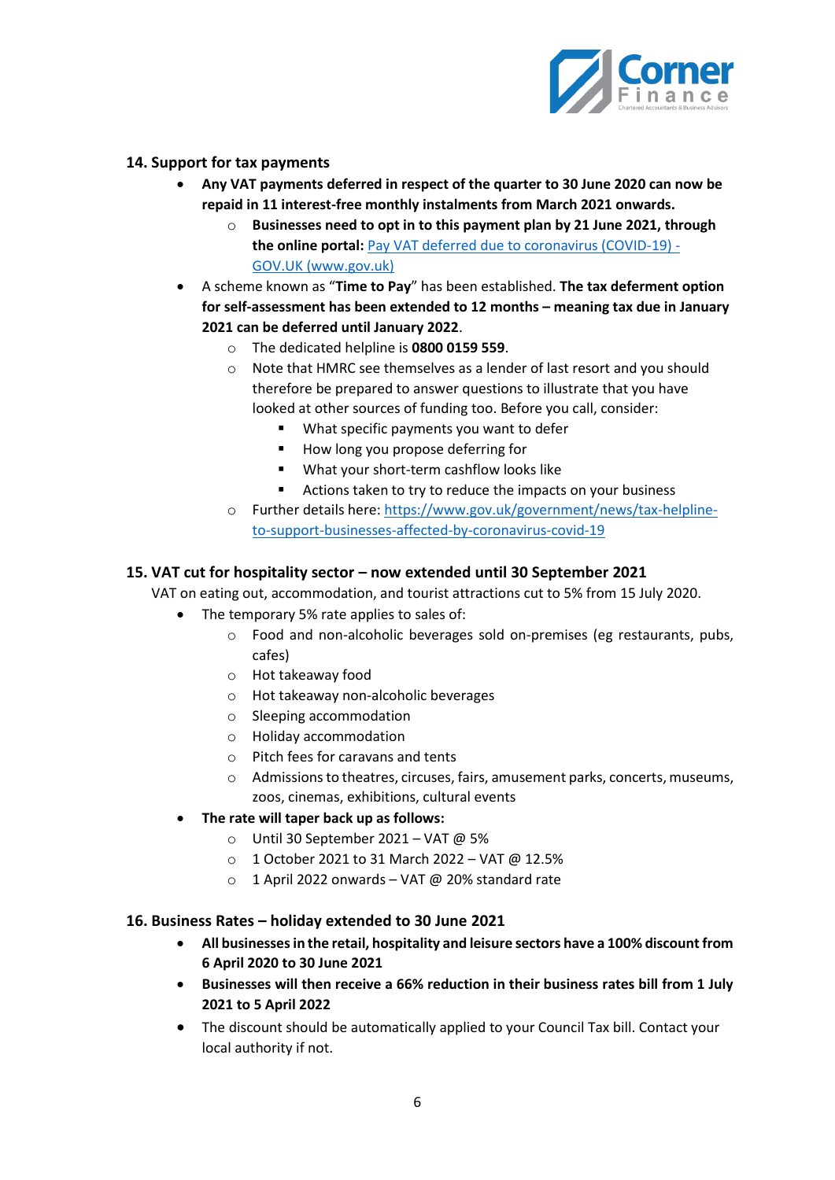### 14. Support for tax payments

- **Any VAT payments deferred in respect of the quarter to 30 June 2020 can now be repaid in 11 interest-free monthly instalments from March 2021 onwards.**
  - **Businesses need to opt in to this payment plan by 21 June 2021, through the online portal:** [Pay VAT deferred due to coronavirus (COVID-19) - GOV.UK (www.gov.uk)](https://www.gov.uk)
- A scheme known as "**Time to Pay**" has been established. **The tax deferment option for self-assessment has been extended to 12 months – meaning tax due in January 2021 can be deferred until January 2022**.
  - The dedicated helpline is **0800 0159 559**.
  - Note that HMRC see themselves as a lender of last resort and you should therefore be prepared to answer questions to illustrate that you have looked at other sources of funding too. Before you call, consider:
    - What specific payments you want to defer
    - How long you propose deferring for
    - What your short-term cashflow looks like
    - Actions taken to try to reduce the impacts on your business
  - Further details here: [https://www.gov.uk/government/news/tax-helpline-to-support-businesses-affected-by-coronavirus-covid-19](https://www.gov.uk/government/news/tax-helpline-to-support-businesses-affected-by-coronavirus-covid-19)

### 15. VAT cut for hospitality sector – now extended until 30 September 2021

VAT on eating out, accommodation, and tourist attractions cut to 5% from 15 July 2020.

- The temporary 5% rate applies to sales of:
  - Food and non-alcoholic beverages sold on-premises (eg restaurants, pubs, cafes)
  - Hot takeaway food
  - Hot takeaway non-alcoholic beverages
  - Sleeping accommodation
  - Holiday accommodation
  - Pitch fees for caravans and tents
  - Admissions to theatres, circuses, fairs, amusement parks, concerts, museums, zoos, cinemas, exhibitions, cultural events
- **The rate will taper back up as follows:**
  - Until 30 September 2021 – VAT @ 5%
  - 1 October 2021 to 31 March 2022 – VAT @ 12.5%
  - 1 April 2022 onwards – VAT @ 20% standard rate

### 16. Business Rates – holiday extended to 30 June 2021

- **All businesses in the retail, hospitality and leisure sectors have a 100% discount from 6 April 2020 to 30 June 2021**
- **Businesses will then receive a 66% reduction in their business rates bill from 1 July 2021 to 5 April 2022**
- The discount should be automatically applied to your Council Tax bill. Contact your local authority if not.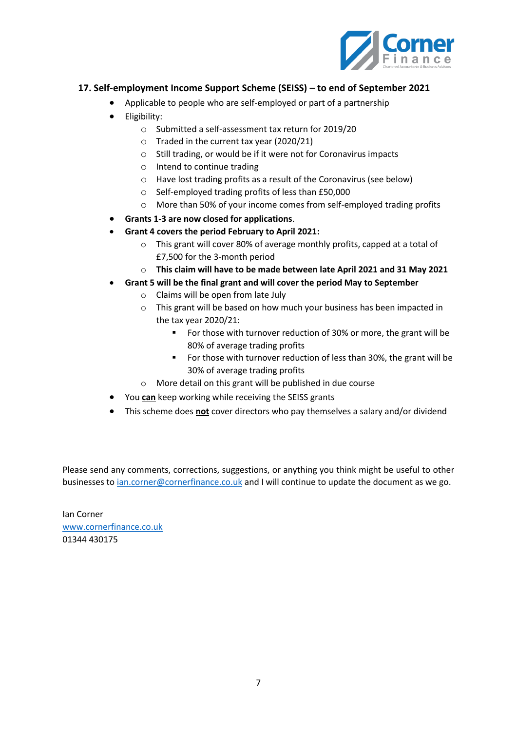### 17. Self-employment Income Support Scheme (SEISS) – to end of September 2021

- Applicable to people who are self-employed or part of a partnership
- Eligibility:
  - Submitted a self-assessment tax return for 2019/20
  - Traded in the current tax year (2020/21)
  - Still trading, or would be if it were not for Coronavirus impacts
  - Intend to continue trading
  - Have lost trading profits as a result of the Coronavirus (see below)
  - Self-employed trading profits of less than £50,000
  - More than 50% of your income comes from self-employed trading profits
- **Grants 1-3 are now closed for applications**.
- **Grant 4 covers the period February to April 2021:**
  - This grant will cover 80% of average monthly profits, capped at a total of £7,500 for the 3-month period
  - **This claim will have to be made between late April 2021 and 31 May 2021**
- **Grant 5 will be the final grant and will cover the period May to September**
  - Claims will be open from late July
  - This grant will be based on how much your business has been impacted in the tax year 2020/21:
    - For those with turnover reduction of 30% or more, the grant will be 80% of average trading profits
    - For those with turnover reduction of less than 30%, the grant will be 30% of average trading profits
  - More detail on this grant will be published in due course
- You **can** keep working while receiving the SEISS grants
- This scheme does **not** cover directors who pay themselves a salary and/or dividend

Please send any comments, corrections, suggestions, or anything you think might be useful to other businesses to ian.corner@cornerfinance.co.uk and I will continue to update the document as we go.

Ian Corner
www.cornerfinance.co.uk
01344 430175